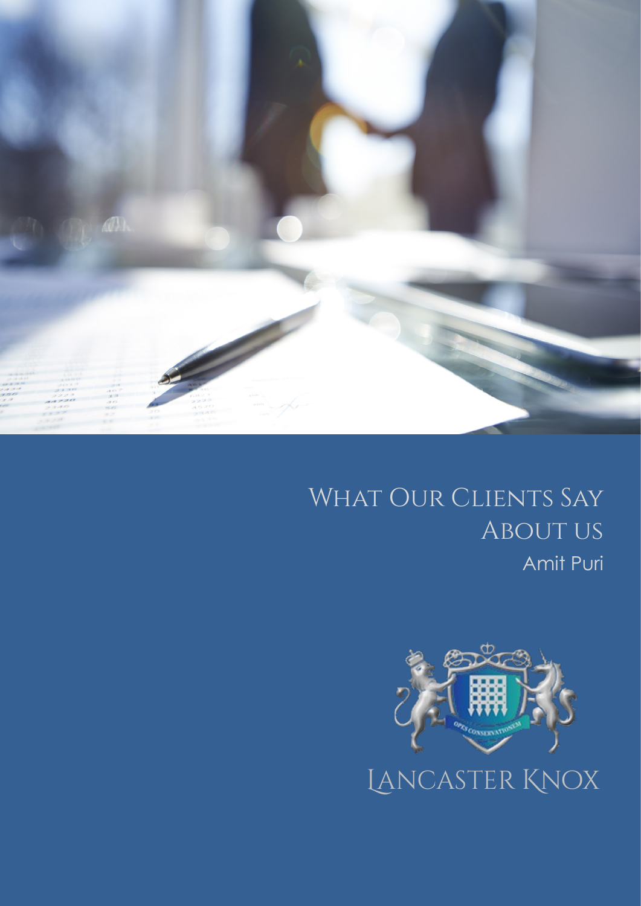# What Our Clients Say About us

Amit Puri

OPUS CONSERVATIONEM

Lancaster Knox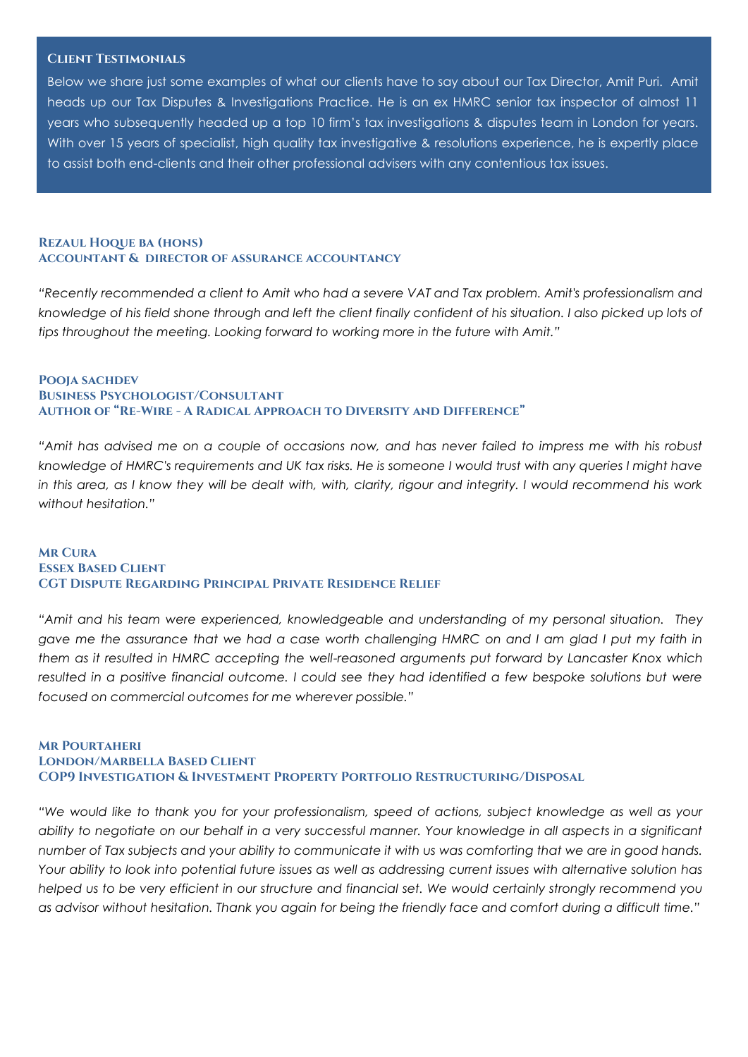## Client Testimonials

Below we share just some examples of what our clients have to say about our Tax Director, Amit Puri. Amit heads up our Tax Disputes & Investigations Practice. He is an ex HMRC senior tax inspector of almost 11 years who subsequently headed up a top 10 firm's tax investigations & disputes team in London for years. With over 15 years of specialist, high quality tax investigative & resolutions experience, he is expertly place to assist both end-clients and their other professional advisers with any contentious tax issues.

### Rezaul Hoque BA (Hons)
### Accountant & Director of Assurance Accountancy

*"Recently recommended a client to Amit who had a severe VAT and Tax problem. Amit's professionalism and knowledge of his field shone through and left the client finally confident of his situation. I also picked up lots of tips throughout the meeting. Looking forward to working more in the future with Amit."*

### Pooja Sachdev
### Business Psychologist/Consultant
### Author of "Re-Wire - A Radical Approach to Diversity and Difference"

*"Amit has advised me on a couple of occasions now, and has never failed to impress me with his robust knowledge of HMRC's requirements and UK tax risks. He is someone I would trust with any queries I might have in this area, as I know they will be dealt with, with, clarity, rigour and integrity. I would recommend his work without hesitation."*

### Mr Cura
### Essex Based Client
### CGT Dispute Regarding Principal Private Residence Relief

*"Amit and his team were experienced, knowledgeable and understanding of my personal situation. They gave me the assurance that we had a case worth challenging HMRC on and I am glad I put my faith in them as it resulted in HMRC accepting the well-reasoned arguments put forward by Lancaster Knox which resulted in a positive financial outcome. I could see they had identified a few bespoke solutions but were focused on commercial outcomes for me wherever possible."*

### Mr Pourtaheri
### London/Marbella Based Client
### COP9 Investigation & Investment Property Portfolio Restructuring/Disposal

*"We would like to thank you for your professionalism, speed of actions, subject knowledge as well as your ability to negotiate on our behalf in a very successful manner. Your knowledge in all aspects in a significant number of Tax subjects and your ability to communicate it with us was comforting that we are in good hands. Your ability to look into potential future issues as well as addressing current issues with alternative solution has helped us to be very efficient in our structure and financial set. We would certainly strongly recommend you as advisor without hesitation. Thank you again for being the friendly face and comfort during a difficult time."*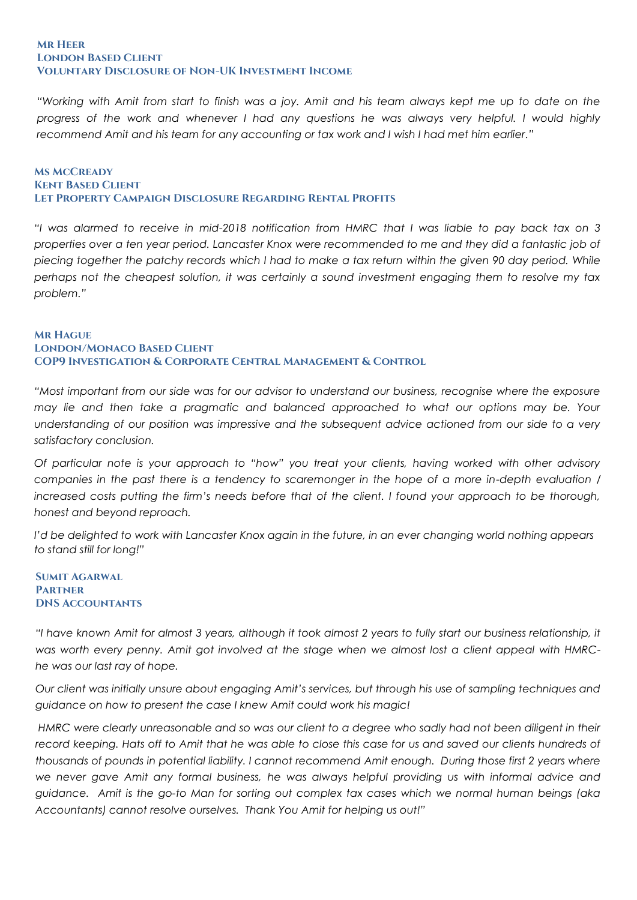**Mr Heer**
**London Based Client**
**Voluntary Disclosure of Non-UK Investment Income**

*"Working with Amit from start to finish was a joy. Amit and his team always kept me up to date on the progress of the work and whenever I had any questions he was always very helpful. I would highly recommend Amit and his team for any accounting or tax work and I wish I had met him earlier."*

**Ms McCready**
**Kent Based Client**
**Let Property Campaign Disclosure Regarding Rental Profits**

*"I was alarmed to receive in mid-2018 notification from HMRC that I was liable to pay back tax on 3 properties over a ten year period. Lancaster Knox were recommended to me and they did a fantastic job of piecing together the patchy records which I had to make a tax return within the given 90 day period. While perhaps not the cheapest solution, it was certainly a sound investment engaging them to resolve my tax problem."*

**Mr Hague**
**London/Monaco Based Client**
**COP9 Investigation & Corporate Central Management & Control**

*"Most important from our side was for our advisor to understand our business, recognise where the exposure may lie and then take a pragmatic and balanced approached to what our options may be. Your understanding of our position was impressive and the subsequent advice actioned from our side to a very satisfactory conclusion.*

*Of particular note is your approach to "how" you treat your clients, having worked with other advisory companies in the past there is a tendency to scaremonger in the hope of a more in-depth evaluation / increased costs putting the firm's needs before that of the client. I found your approach to be thorough, honest and beyond reproach.*

*I'd be delighted to work with Lancaster Knox again in the future, in an ever changing world nothing appears to stand still for long!"*

**Sumit Agarwal**
**Partner**
**DNS Accountants**

*"I have known Amit for almost 3 years, although it took almost 2 years to fully start our business relationship, it was worth every penny. Amit got involved at the stage when we almost lost a client appeal with HMRC- he was our last ray of hope.*

*Our client was initially unsure about engaging Amit's services, but through his use of sampling techniques and guidance on how to present the case I knew Amit could work his magic!*

*HMRC were clearly unreasonable and so was our client to a degree who sadly had not been diligent in their record keeping. Hats off to Amit that he was able to close this case for us and saved our clients hundreds of thousands of pounds in potential liability. I cannot recommend Amit enough. During those first 2 years where we never gave Amit any formal business, he was always helpful providing us with informal advice and guidance. Amit is the go-to Man for sorting out complex tax cases which we normal human beings (aka Accountants) cannot resolve ourselves. Thank You Amit for helping us out!"*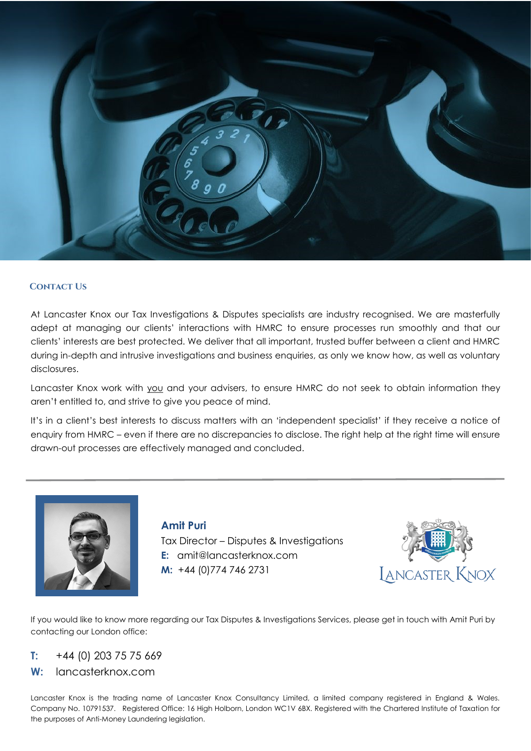## Contact Us

At Lancaster Knox our Tax Investigations & Disputes specialists are industry recognised. We are masterfully adept at managing our clients' interactions with HMRC to ensure processes run smoothly and that our clients' interests are best protected. We deliver that all important, trusted buffer between a client and HMRC during in-depth and intrusive investigations and business enquiries, as only we know how, as well as voluntary disclosures.

Lancaster Knox work with you and your advisers, to ensure HMRC do not seek to obtain information they aren't entitled to, and strive to give you peace of mind.

It's in a client's best interests to discuss matters with an 'independent specialist' if they receive a notice of enquiry from HMRC – even if there are no discrepancies to disclose. The right help at the right time will ensure drawn-out processes are effectively managed and concluded.

---

**Amit Puri**
Tax Director – Disputes & Investigations
**E:** amit@lancasterknox.com
**M:** +44 (0)774 746 2731

LANCASTER KNOX

If you would like to know more regarding our Tax Disputes & Investigations Services, please get in touch with Amit Puri by contacting our London office:

**T:** +44 (0) 203 75 75 669
**W:** lancasterknox.com

Lancaster Knox is the trading name of Lancaster Knox Consultancy Limited, a limited company registered in England & Wales. Company No. 10791537. Registered Office: 16 High Holborn, London WC1V 6BX. Registered with the Chartered Institute of Taxation for the purposes of Anti-Money Laundering legislation.